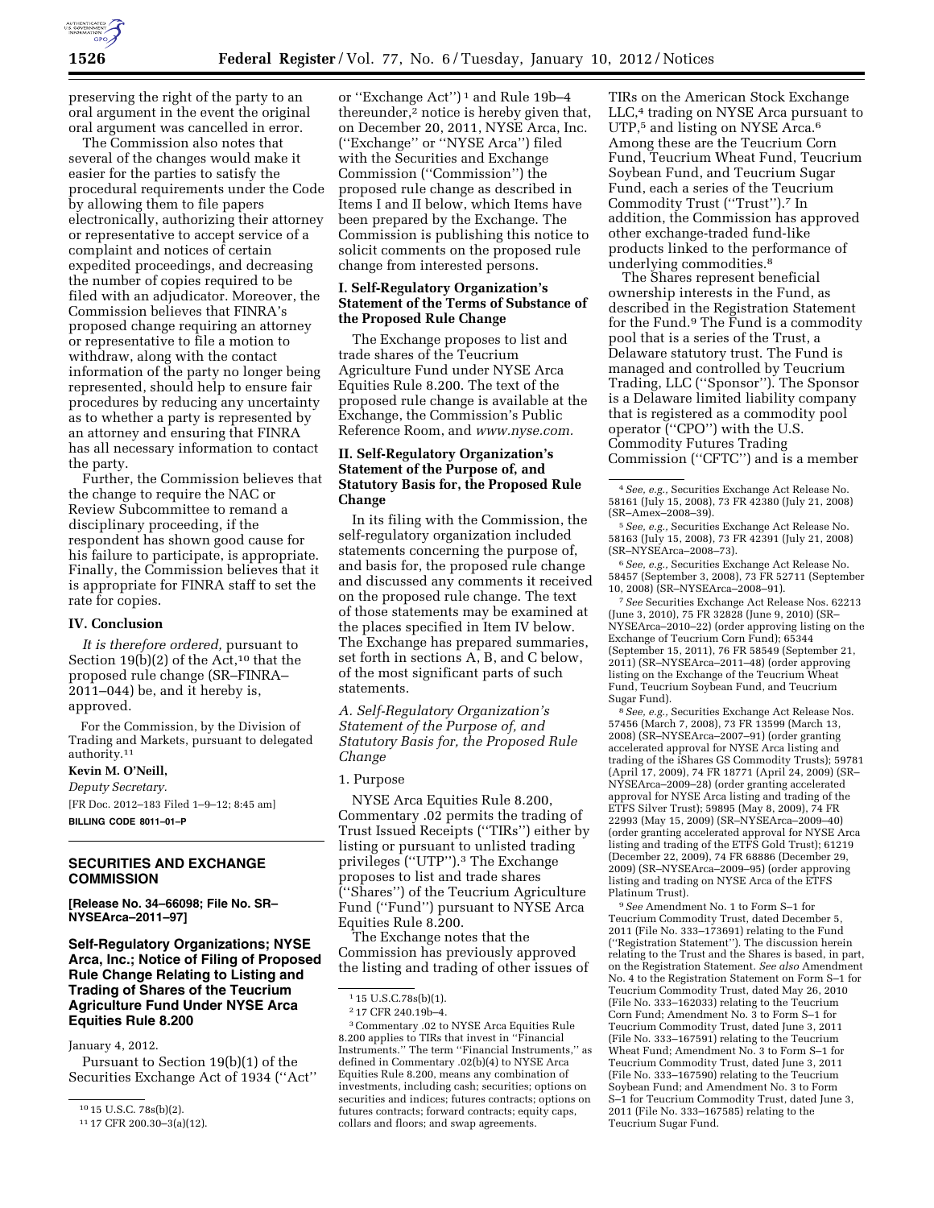preserving the right of the party to an oral argument in the event the original oral argument was cancelled in error.

The Commission also notes that several of the changes would make it easier for the parties to satisfy the procedural requirements under the Code by allowing them to file papers electronically, authorizing their attorney or representative to accept service of a complaint and notices of certain expedited proceedings, and decreasing the number of copies required to be filed with an adjudicator. Moreover, the Commission believes that FINRA's proposed change requiring an attorney or representative to file a motion to withdraw, along with the contact information of the party no longer being represented, should help to ensure fair procedures by reducing any uncertainty as to whether a party is represented by an attorney and ensuring that FINRA has all necessary information to contact the party.

Further, the Commission believes that the change to require the NAC or Review Subcommittee to remand a disciplinary proceeding, if the respondent has shown good cause for his failure to participate, is appropriate. Finally, the Commission believes that it is appropriate for FINRA staff to set the rate for copies.

### IV. Conclusion

*It is therefore ordered,* pursuant to Section 19(b)(2) of the Act,[10] that the proposed rule change (SR–FINRA–2011–044) be, and it hereby is, approved.

For the Commission, by the Division of Trading and Markets, pursuant to delegated authority.[11]

**Kevin M. O'Neill,**

*Deputy Secretary.*

[FR Doc. 2012–183 Filed 1–9–12; 8:45 am]

**BILLING CODE 8011–01–P**

[10] 15 U.S.C. 78s(b)(2).

[11] 17 CFR 200.30–3(a)(12).

## SECURITIES AND EXCHANGE COMMISSION

**[Release No. 34–66098; File No. SR–NYSEArca–2011–97]**

## Self-Regulatory Organizations; NYSE Arca, Inc.; Notice of Filing of Proposed Rule Change Relating to Listing and Trading of Shares of the Teucrium Agriculture Fund Under NYSE Arca Equities Rule 8.200

January 4, 2012.

Pursuant to Section 19(b)(1) of the Securities Exchange Act of 1934 (''Act'' or ''Exchange Act'')[1] and Rule 19b–4 thereunder,[2] notice is hereby given that, on December 20, 2011, NYSE Arca, Inc. (''Exchange'' or ''NYSE Arca'') filed with the Securities and Exchange Commission (''Commission'') the proposed rule change as described in Items I and II below, which Items have been prepared by the Exchange. The Commission is publishing this notice to solicit comments on the proposed rule change from interested persons.

### I. Self-Regulatory Organization's Statement of the Terms of Substance of the Proposed Rule Change

The Exchange proposes to list and trade shares of the Teucrium Agriculture Fund under NYSE Arca Equities Rule 8.200. The text of the proposed rule change is available at the Exchange, the Commission's Public Reference Room, and *www.nyse.com.*

### II. Self-Regulatory Organization's Statement of the Purpose of, and Statutory Basis for, the Proposed Rule Change

In its filing with the Commission, the self-regulatory organization included statements concerning the purpose of, and basis for, the proposed rule change and discussed any comments it received on the proposed rule change. The text of those statements may be examined at the places specified in Item IV below. The Exchange has prepared summaries, set forth in sections A, B, and C below, of the most significant parts of such statements.

*A. Self-Regulatory Organization's Statement of the Purpose of, and Statutory Basis for, the Proposed Rule Change*

1. Purpose

NYSE Arca Equities Rule 8.200, Commentary .02 permits the trading of Trust Issued Receipts (''TIRs'') either by listing or pursuant to unlisted trading privileges (''UTP'').[3] The Exchange proposes to list and trade shares (''Shares'') of the Teucrium Agriculture Fund (''Fund'') pursuant to NYSE Arca Equities Rule 8.200.

The Exchange notes that the Commission has previously approved the listing and trading of other issues of TIRs on the American Stock Exchange LLC,[4] trading on NYSE Arca pursuant to UTP,[5] and listing on NYSE Arca.[6] Among these are the Teucrium Corn Fund, Teucrium Wheat Fund, Teucrium Soybean Fund, and Teucrium Sugar Fund, each a series of the Teucrium Commodity Trust (''Trust'').[7] In addition, the Commission has approved other exchange-traded fund-like products linked to the performance of underlying commodities.[8]

The Shares represent beneficial ownership interests in the Fund, as described in the Registration Statement for the Fund.[9] The Fund is a commodity pool that is a series of the Trust, a Delaware statutory trust. The Fund is managed and controlled by Teucrium Trading, LLC (''Sponsor''). The Sponsor is a Delaware limited liability company that is registered as a commodity pool operator (''CPO'') with the U.S. Commodity Futures Trading Commission (''CFTC'') and is a member

[1] 15 U.S.C.78s(b)(1).

[2] 17 CFR 240.19b–4.

[3] Commentary .02 to NYSE Arca Equities Rule 8.200 applies to TIRs that invest in ''Financial Instruments.'' The term ''Financial Instruments,'' as defined in Commentary .02(b)(4) to NYSE Arca Equities Rule 8.200, means any combination of investments, including cash; securities; options on securities and indices; futures contracts; options on futures contracts; forward contracts; equity caps, collars and floors; and swap agreements.

[4] *See, e.g.,* Securities Exchange Act Release No. 58161 (July 15, 2008), 73 FR 42380 (July 21, 2008) (SR–Amex–2008–39).

[5] *See, e.g.,* Securities Exchange Act Release No. 58163 (July 15, 2008), 73 FR 42391 (July 21, 2008) (SR–NYSEArca–2008–73).

[6] *See, e.g.,* Securities Exchange Act Release No. 58457 (September 3, 2008), 73 FR 52711 (September 10, 2008) (SR–NYSEArca–2008–91).

[7] *See* Securities Exchange Act Release Nos. 62213 (June 3, 2010), 75 FR 32828 (June 9, 2010) (SR–NYSEArca–2010–22) (order approving listing on the Exchange of Teucrium Corn Fund); 65344 (September 15, 2011), 76 FR 58549 (September 21, 2011) (SR–NYSEArca–2011–48) (order approving listing on the Exchange of the Teucrium Wheat Fund, Teucrium Soybean Fund, and Teucrium Sugar Fund).

[8] *See, e.g.,* Securities Exchange Act Release Nos. 57456 (March 7, 2008), 73 FR 13599 (March 13, 2008) (SR–NYSEArca–2007–91) (order granting accelerated approval for NYSE Arca listing and trading of the iShares GS Commodity Trusts); 59781 (April 17, 2009), 74 FR 18771 (April 24, 2009) (SR–NYSEArca–2009–28) (order granting accelerated approval for NYSE Arca listing and trading of the ETFS Silver Trust); 59895 (May 8, 2009), 74 FR 22993 (May 15, 2009) (SR–NYSEArca–2009–40) (order granting accelerated approval for NYSE Arca listing and trading of the ETFS Gold Trust); 61219 (December 22, 2009), 74 FR 68886 (December 29, 2009) (SR–NYSEArca–2009–95) (order approving listing and trading on NYSE Arca of the ETFS Platinum Trust).

[9] *See* Amendment No. 1 to Form S–1 for Teucrium Commodity Trust, dated December 5, 2011 (File No. 333–173691) relating to the Fund (''Registration Statement''). The discussion herein relating to the Trust and the Shares is based, in part, on the Registration Statement. *See also* Amendment No. 4 to the Registration Statement on Form S–1 for Teucrium Commodity Trust, dated May 26, 2010 (File No. 333–162033) relating to the Teucrium Corn Fund; Amendment No. 3 to Form S–1 for Teucrium Commodity Trust, dated June 3, 2011 (File No. 333–167591) relating to the Teucrium Wheat Fund; Amendment No. 3 to Form S–1 for Teucrium Commodity Trust, dated June 3, 2011 (File No. 333–167590) relating to the Teucrium Soybean Fund; and Amendment No. 3 to Form S–1 for Teucrium Commodity Trust, dated June 3, 2011 (File No. 333–167585) relating to the Teucrium Sugar Fund.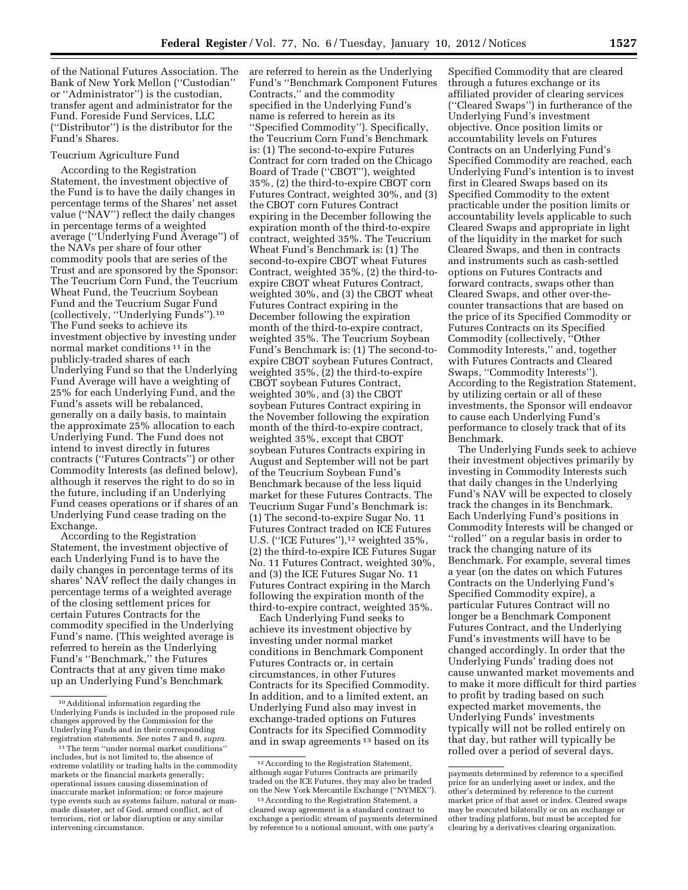of the National Futures Association. The Bank of New York Mellon (''Custodian'' or ''Administrator'') is the custodian, transfer agent and administrator for the Fund. Foreside Fund Services, LLC (''Distributor'') is the distributor for the Fund's Shares.

Teucrium Agriculture Fund

According to the Registration Statement, the investment objective of the Fund is to have the daily changes in percentage terms of the Shares' net asset value (''NAV'') reflect the daily changes in percentage terms of a weighted average (''Underlying Fund Average'') of the NAVs per share of four other commodity pools that are series of the Trust and are sponsored by the Sponsor: The Teucrium Corn Fund, the Teucrium Wheat Fund, the Teucrium Soybean Fund and the Teucrium Sugar Fund (collectively, ''Underlying Funds'').[10] The Fund seeks to achieve its investment objective by investing under normal market conditions [11] in the publicly-traded shares of each Underlying Fund so that the Underlying Fund Average will have a weighting of 25% for each Underlying Fund, and the Fund's assets will be rebalanced, generally on a daily basis, to maintain the approximate 25% allocation to each Underlying Fund. The Fund does not intend to invest directly in futures contracts (''Futures Contracts'') or other Commodity Interests (as defined below), although it reserves the right to do so in the future, including if an Underlying Fund ceases operations or if shares of an Underlying Fund cease trading on the Exchange.

According to the Registration Statement, the investment objective of each Underlying Fund is to have the daily changes in percentage terms of its shares' NAV reflect the daily changes in percentage terms of a weighted average of the closing settlement prices for certain Futures Contracts for the commodity specified in the Underlying Fund's name. (This weighted average is referred to herein as the Underlying Fund's ''Benchmark,'' the Futures Contracts that at any given time make up an Underlying Fund's Benchmark are referred to herein as the Underlying Fund's ''Benchmark Component Futures Contracts,'' and the commodity specified in the Underlying Fund's name is referred to herein as its ''Specified Commodity''). Specifically, the Teucrium Corn Fund's Benchmark is: (1) The second-to-expire Futures Contract for corn traded on the Chicago Board of Trade (''CBOT''), weighted 35%, (2) the third-to-expire CBOT corn Futures Contract, weighted 30%, and (3) the CBOT corn Futures Contract expiring in the December following the expiration month of the third-to-expire contract, weighted 35%. The Teucrium Wheat Fund's Benchmark is: (1) The second-to-expire CBOT wheat Futures Contract, weighted 35%, (2) the third-to-expire CBOT wheat Futures Contract, weighted 30%, and (3) the CBOT wheat Futures Contract expiring in the December following the expiration month of the third-to-expire contract, weighted 35%. The Teucrium Soybean Fund's Benchmark is: (1) The second-to-expire CBOT soybean Futures Contract, weighted 35%, (2) the third-to-expire CBOT soybean Futures Contract, weighted 30%, and (3) the CBOT soybean Futures Contract expiring in the November following the expiration month of the third-to-expire contract, weighted 35%, except that CBOT soybean Futures Contracts expiring in August and September will not be part of the Teucrium Soybean Fund's Benchmark because of the less liquid market for these Futures Contracts. The Teucrium Sugar Fund's Benchmark is: (1) The second-to-expire Sugar No. 11 Futures Contract traded on ICE Futures U.S. (''ICE Futures''),[12] weighted 35%, (2) the third-to-expire ICE Futures Sugar No. 11 Futures Contract, weighted 30%, and (3) the ICE Futures Sugar No. 11 Futures Contract expiring in the March following the expiration month of the third-to-expire contract, weighted 35%.

Each Underlying Fund seeks to achieve its investment objective by investing under normal market conditions in Benchmark Component Futures Contracts or, in certain circumstances, in other Futures Contracts for its Specified Commodity. In addition, and to a limited extent, an Underlying Fund also may invest in exchange-traded options on Futures Contracts for its Specified Commodity and in swap agreements [13] based on its Specified Commodity that are cleared through a futures exchange or its affiliated provider of clearing services (''Cleared Swaps'') in furtherance of the Underlying Fund's investment objective. Once position limits or accountability levels on Futures Contracts on an Underlying Fund's Specified Commodity are reached, each Underlying Fund's intention is to invest first in Cleared Swaps based on its Specified Commodity to the extent practicable under the position limits or accountability levels applicable to such Cleared Swaps and appropriate in light of the liquidity in the market for such Cleared Swaps, and then in contracts and instruments such as cash-settled options on Futures Contracts and forward contracts, swaps other than Cleared Swaps, and other over-the-counter transactions that are based on the price of its Specified Commodity or Futures Contracts on its Specified Commodity (collectively, ''Other Commodity Interests,'' and, together with Futures Contracts and Cleared Swaps, ''Commodity Interests''). According to the Registration Statement, by utilizing certain or all of these investments, the Sponsor will endeavor to cause each Underlying Fund's performance to closely track that of its Benchmark.

The Underlying Funds seek to achieve their investment objectives primarily by investing in Commodity Interests such that daily changes in the Underlying Fund's NAV will be expected to closely track the changes in its Benchmark. Each Underlying Fund's positions in Commodity Interests will be changed or ''rolled'' on a regular basis in order to track the changing nature of its Benchmark. For example, several times a year (on the dates on which Futures Contracts on the Underlying Fund's Specified Commodity expire), a particular Futures Contract will no longer be a Benchmark Component Futures Contract, and the Underlying Fund's investments will have to be changed accordingly. In order that the Underlying Funds' trading does not cause unwanted market movements and to make it more difficult for third parties to profit by trading based on such expected market movements, the Underlying Funds' investments typically will not be rolled entirely on that day, but rather will typically be rolled over a period of several days.

---

[10] Additional information regarding the Underlying Funds is included in the proposed rule changes approved by the Commission for the Underlying Funds and in their corresponding registration statements. *See* notes 7 and 9, *supra*.

[11] The term ''under normal market conditions'' includes, but is not limited to, the absence of extreme volatility or trading halts in the commodity markets or the financial markets generally; operational issues causing dissemination of inaccurate market information; or force majeure type events such as systems failure, natural or man-made disaster, act of God, armed conflict, act of terrorism, riot or labor disruption or any similar intervening circumstance.

[12] According to the Registration Statement, although sugar Futures Contracts are primarily traded on the ICE Futures, they may also be traded on the New York Mercantile Exchange (''NYMEX'').

[13] According to the Registration Statement, a cleared swap agreement is a standard contract to exchange a periodic stream of payments determined by reference to a notional amount, with one party's payments determined by reference to a specified price for an underlying asset or index, and the other's determined by reference to the current market price of that asset or index. Cleared swaps may be executed bilaterally or on an exchange or other trading platform, but must be accepted for clearing by a derivatives clearing organization.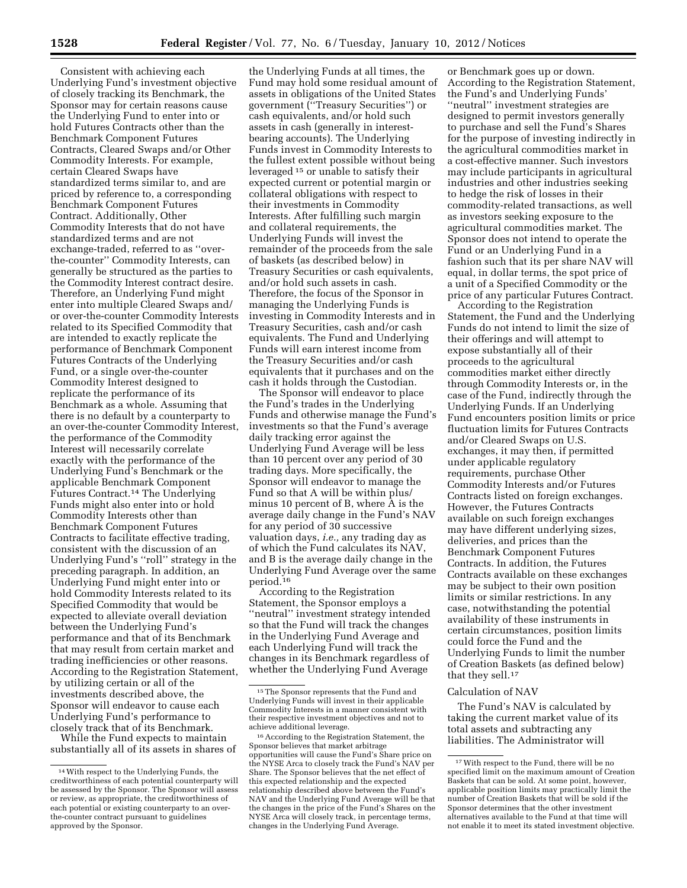Consistent with achieving each Underlying Fund's investment objective of closely tracking its Benchmark, the Sponsor may for certain reasons cause the Underlying Fund to enter into or hold Futures Contracts other than the Benchmark Component Futures Contracts, Cleared Swaps and/or Other Commodity Interests. For example, certain Cleared Swaps have standardized terms similar to, and are priced by reference to, a corresponding Benchmark Component Futures Contract. Additionally, Other Commodity Interests that do not have standardized terms and are not exchange-traded, referred to as ''over-the-counter'' Commodity Interests, can generally be structured as the parties to the Commodity Interest contract desire. Therefore, an Underlying Fund might enter into multiple Cleared Swaps and/or over-the-counter Commodity Interests related to its Specified Commodity that are intended to exactly replicate the performance of Benchmark Component Futures Contracts of the Underlying Fund, or a single over-the-counter Commodity Interest designed to replicate the performance of its Benchmark as a whole. Assuming that there is no default by a counterparty to an over-the-counter Commodity Interest, the performance of the Commodity Interest will necessarily correlate exactly with the performance of the Underlying Fund's Benchmark or the applicable Benchmark Component Futures Contract.[14] The Underlying Funds might also enter into or hold Commodity Interests other than Benchmark Component Futures Contracts to facilitate effective trading, consistent with the discussion of an Underlying Fund's ''roll'' strategy in the preceding paragraph. In addition, an Underlying Fund might enter into or hold Commodity Interests related to its Specified Commodity that would be expected to alleviate overall deviation between the Underlying Fund's performance and that of its Benchmark that may result from certain market and trading inefficiencies or other reasons. According to the Registration Statement, by utilizing certain or all of the investments described above, the Sponsor will endeavor to cause each Underlying Fund's performance to closely track that of its Benchmark.

While the Fund expects to maintain substantially all of its assets in shares of the Underlying Funds at all times, the Fund may hold some residual amount of assets in obligations of the United States government (''Treasury Securities'') or cash equivalents, and/or hold such assets in cash (generally in interest-bearing accounts). The Underlying Funds invest in Commodity Interests to the fullest extent possible without being leveraged[15] or unable to satisfy their expected current or potential margin or collateral obligations with respect to their investments in Commodity Interests. After fulfilling such margin and collateral requirements, the Underlying Funds will invest the remainder of the proceeds from the sale of baskets (as described below) in Treasury Securities or cash equivalents, and/or hold such assets in cash. Therefore, the focus of the Sponsor in managing the Underlying Funds is investing in Commodity Interests and in Treasury Securities, cash and/or cash equivalents. The Fund and Underlying Funds will earn interest income from the Treasury Securities and/or cash equivalents that it purchases and on the cash it holds through the Custodian.

The Sponsor will endeavor to place the Fund's trades in the Underlying Funds and otherwise manage the Fund's investments so that the Fund's average daily tracking error against the Underlying Fund Average will be less than 10 percent over any period of 30 trading days. More specifically, the Sponsor will endeavor to manage the Fund so that A will be within plus/minus 10 percent of B, where A is the average daily change in the Fund's NAV for any period of 30 successive valuation days, *i.e.,* any trading day as of which the Fund calculates its NAV, and B is the average daily change in the Underlying Fund Average over the same period.[16]

According to the Registration Statement, the Sponsor employs a ''neutral'' investment strategy intended so that the Fund will track the changes in the Underlying Fund Average and each Underlying Fund will track the changes in its Benchmark regardless of whether the Underlying Fund Average or Benchmark goes up or down. According to the Registration Statement, the Fund's and Underlying Funds' ''neutral'' investment strategies are designed to permit investors generally to purchase and sell the Fund's Shares for the purpose of investing indirectly in the agricultural commodities market in a cost-effective manner. Such investors may include participants in agricultural industries and other industries seeking to hedge the risk of losses in their commodity-related transactions, as well as investors seeking exposure to the agricultural commodities market. The Sponsor does not intend to operate the Fund or an Underlying Fund in a fashion such that its per share NAV will equal, in dollar terms, the spot price of a unit of a Specified Commodity or the price of any particular Futures Contract.

According to the Registration Statement, the Fund and the Underlying Funds do not intend to limit the size of their offerings and will attempt to expose substantially all of their proceeds to the agricultural commodities market either directly through Commodity Interests or, in the case of the Fund, indirectly through the Underlying Funds. If an Underlying Fund encounters position limits or price fluctuation limits for Futures Contracts and/or Cleared Swaps on U.S. exchanges, it may then, if permitted under applicable regulatory requirements, purchase Other Commodity Interests and/or Futures Contracts listed on foreign exchanges. However, the Futures Contracts available on such foreign exchanges may have different underlying sizes, deliveries, and prices than the Benchmark Component Futures Contracts. In addition, the Futures Contracts available on these exchanges may be subject to their own position limits or similar restrictions. In any case, notwithstanding the potential availability of these instruments in certain circumstances, position limits could force the Fund and the Underlying Funds to limit the number of Creation Baskets (as defined below) that they sell.[17]

Calculation of NAV

The Fund's NAV is calculated by taking the current market value of its total assets and subtracting any liabilities. The Administrator will

---

[14] With respect to the Underlying Funds, the creditworthiness of each potential counterparty will be assessed by the Sponsor. The Sponsor will assess or review, as appropriate, the creditworthiness of each potential or existing counterparty to an over-the-counter contract pursuant to guidelines approved by the Sponsor.

[15] The Sponsor represents that the Fund and Underlying Funds will invest in their applicable Commodity Interests in a manner consistent with their respective investment objectives and not to achieve additional leverage.

[16] According to the Registration Statement, the Sponsor believes that market arbitrage opportunities will cause the Fund's Share price on the NYSE Arca to closely track the Fund's NAV per Share. The Sponsor believes that the net effect of this expected relationship and the expected relationship described above between the Fund's NAV and the Underlying Fund Average will be that the changes in the price of the Fund's Shares on the NYSE Arca will closely track, in percentage terms, changes in the Underlying Fund Average.

[17] With respect to the Fund, there will be no specified limit on the maximum amount of Creation Baskets that can be sold. At some point, however, applicable position limits may practically limit the number of Creation Baskets that will be sold if the Sponsor determines that the other investment alternatives available to the Fund at that time will not enable it to meet its stated investment objective.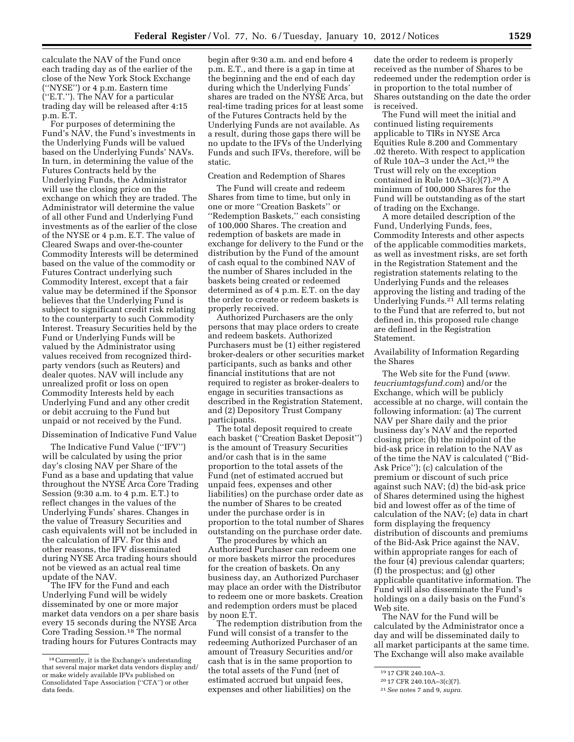calculate the NAV of the Fund once each trading day as of the earlier of the close of the New York Stock Exchange (''NYSE'') or 4 p.m. Eastern time (''E.T.''). The NAV for a particular trading day will be released after 4:15 p.m. E.T.

For purposes of determining the Fund's NAV, the Fund's investments in the Underlying Funds will be valued based on the Underlying Funds' NAVs. In turn, in determining the value of the Futures Contracts held by the Underlying Funds, the Administrator will use the closing price on the exchange on which they are traded. The Administrator will determine the value of all other Fund and Underlying Fund investments as of the earlier of the close of the NYSE or 4 p.m. E.T. The value of Cleared Swaps and over-the-counter Commodity Interests will be determined based on the value of the commodity or Futures Contract underlying such Commodity Interest, except that a fair value may be determined if the Sponsor believes that the Underlying Fund is subject to significant credit risk relating to the counterparty to such Commodity Interest. Treasury Securities held by the Fund or Underlying Funds will be valued by the Administrator using values received from recognized third-party vendors (such as Reuters) and dealer quotes. NAV will include any unrealized profit or loss on open Commodity Interests held by each Underlying Fund and any other credit or debit accruing to the Fund but unpaid or not received by the Fund.

Dissemination of Indicative Fund Value

The Indicative Fund Value (''IFV'') will be calculated by using the prior day's closing NAV per Share of the Fund as a base and updating that value throughout the NYSE Arca Core Trading Session (9:30 a.m. to 4 p.m. E.T.) to reflect changes in the values of the Underlying Funds' shares. Changes in the value of Treasury Securities and cash equivalents will not be included in the calculation of IFV. For this and other reasons, the IFV disseminated during NYSE Arca trading hours should not be viewed as an actual real time update of the NAV.

The IFV for the Fund and each Underlying Fund will be widely disseminated by one or more major market data vendors on a per share basis every 15 seconds during the NYSE Arca Core Trading Session.[18] The normal trading hours for Futures Contracts may begin after 9:30 a.m. and end before 4 p.m. E.T., and there is a gap in time at the beginning and the end of each day during which the Underlying Funds' shares are traded on the NYSE Arca, but real-time trading prices for at least some of the Futures Contracts held by the Underlying Funds are not available. As a result, during those gaps there will be no update to the IFVs of the Underlying Funds and such IFVs, therefore, will be static.

Creation and Redemption of Shares

The Fund will create and redeem Shares from time to time, but only in one or more ''Creation Baskets'' or ''Redemption Baskets,'' each consisting of 100,000 Shares. The creation and redemption of baskets are made in exchange for delivery to the Fund or the distribution by the Fund of the amount of cash equal to the combined NAV of the number of Shares included in the baskets being created or redeemed determined as of 4 p.m. E.T. on the day the order to create or redeem baskets is properly received.

Authorized Purchasers are the only persons that may place orders to create and redeem baskets. Authorized Purchasers must be (1) either registered broker-dealers or other securities market participants, such as banks and other financial institutions that are not required to register as broker-dealers to engage in securities transactions as described in the Registration Statement, and (2) Depository Trust Company participants.

The total deposit required to create each basket (''Creation Basket Deposit'') is the amount of Treasury Securities and/or cash that is in the same proportion to the total assets of the Fund (net of estimated accrued but unpaid fees, expenses and other liabilities) on the purchase order date as the number of Shares to be created under the purchase order is in proportion to the total number of Shares outstanding on the purchase order date.

The procedures by which an Authorized Purchaser can redeem one or more baskets mirror the procedures for the creation of baskets. On any business day, an Authorized Purchaser may place an order with the Distributor to redeem one or more baskets. Creation and redemption orders must be placed by noon E.T.

The redemption distribution from the Fund will consist of a transfer to the redeeming Authorized Purchaser of an amount of Treasury Securities and/or cash that is in the same proportion to the total assets of the Fund (net of estimated accrued but unpaid fees, expenses and other liabilities) on the date the order to redeem is properly received as the number of Shares to be redeemed under the redemption order is in proportion to the total number of Shares outstanding on the date the order is received.

The Fund will meet the initial and continued listing requirements applicable to TIRs in NYSE Arca Equities Rule 8.200 and Commentary .02 thereto. With respect to application of Rule 10A–3 under the Act,[19] the Trust will rely on the exception contained in Rule 10A–3(c)(7).[20] A minimum of 100,000 Shares for the Fund will be outstanding as of the start of trading on the Exchange.

A more detailed description of the Fund, Underlying Funds, fees, Commodity Interests and other aspects of the applicable commodities markets, as well as investment risks, are set forth in the Registration Statement and the registration statements relating to the Underlying Funds and the releases approving the listing and trading of the Underlying Funds.[21] All terms relating to the Fund that are referred to, but not defined in, this proposed rule change are defined in the Registration Statement.

Availability of Information Regarding the Shares

The Web site for the Fund (*www.teucriumtagsfund.com*) and/or the Exchange, which will be publicly accessible at no charge, will contain the following information: (a) The current NAV per Share daily and the prior business day's NAV and the reported closing price; (b) the midpoint of the bid-ask price in relation to the NAV as of the time the NAV is calculated (''Bid-Ask Price''); (c) calculation of the premium or discount of such price against such NAV; (d) the bid-ask price of Shares determined using the highest bid and lowest offer as of the time of calculation of the NAV; (e) data in chart form displaying the frequency distribution of discounts and premiums of the Bid-Ask Price against the NAV, within appropriate ranges for each of the four (4) previous calendar quarters; (f) the prospectus; and (g) other applicable quantitative information. The Fund will also disseminate the Fund's holdings on a daily basis on the Fund's Web site.

The NAV for the Fund will be calculated by the Administrator once a day and will be disseminated daily to all market participants at the same time. The Exchange will also make available

[18] Currently, it is the Exchange's understanding that several major market data vendors display and/or make widely available IFVs published on Consolidated Tape Association (''CTA'') or other data feeds.

[19] 17 CFR 240.10A–3.

[20] 17 CFR 240.10A–3(c)(7).

[21] *See* notes 7 and 9, *supra.*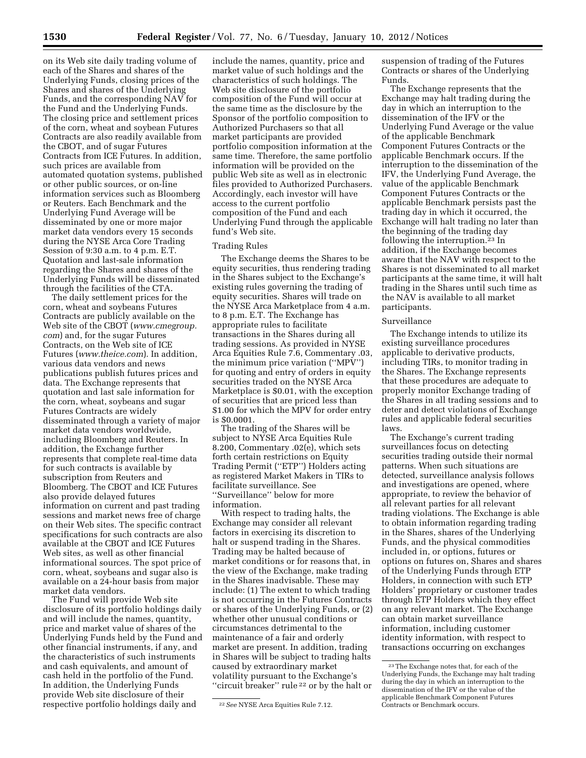on its Web site daily trading volume of each of the Shares and shares of the Underlying Funds, closing prices of the Shares and shares of the Underlying Funds, and the corresponding NAV for the Fund and the Underlying Funds. The closing price and settlement prices of the corn, wheat and soybean Futures Contracts are also readily available from the CBOT, and of sugar Futures Contracts from ICE Futures. In addition, such prices are available from automated quotation systems, published or other public sources, or on-line information services such as Bloomberg or Reuters. Each Benchmark and the Underlying Fund Average will be disseminated by one or more major market data vendors every 15 seconds during the NYSE Arca Core Trading Session of 9:30 a.m. to 4 p.m. E.T. Quotation and last-sale information regarding the Shares and shares of the Underlying Funds will be disseminated through the facilities of the CTA.

The daily settlement prices for the corn, wheat and soybeans Futures Contracts are publicly available on the Web site of the CBOT (*www.cmegroup.com*) and, for the sugar Futures Contracts, on the Web site of ICE Futures (*www.theice.com*). In addition, various data vendors and news publications publish futures prices and data. The Exchange represents that quotation and last sale information for the corn, wheat, soybeans and sugar Futures Contracts are widely disseminated through a variety of major market data vendors worldwide, including Bloomberg and Reuters. In addition, the Exchange further represents that complete real-time data for such contracts is available by subscription from Reuters and Bloomberg. The CBOT and ICE Futures also provide delayed futures information on current and past trading sessions and market news free of charge on their Web sites. The specific contract specifications for such contracts are also available at the CBOT and ICE Futures Web sites, as well as other financial informational sources. The spot price of corn, wheat, soybeans and sugar also is available on a 24-hour basis from major market data vendors.

The Fund will provide Web site disclosure of its portfolio holdings daily and will include the names, quantity, price and market value of shares of the Underlying Funds held by the Fund and other financial instruments, if any, and the characteristics of such instruments and cash equivalents, and amount of cash held in the portfolio of the Fund. In addition, the Underlying Funds provide Web site disclosure of their respective portfolio holdings daily and include the names, quantity, price and market value of such holdings and the characteristics of such holdings. The Web site disclosure of the portfolio composition of the Fund will occur at the same time as the disclosure by the Sponsor of the portfolio composition to Authorized Purchasers so that all market participants are provided portfolio composition information at the same time. Therefore, the same portfolio information will be provided on the public Web site as well as in electronic files provided to Authorized Purchasers. Accordingly, each investor will have access to the current portfolio composition of the Fund and each Underlying Fund through the applicable fund's Web site.

Trading Rules

The Exchange deems the Shares to be equity securities, thus rendering trading in the Shares subject to the Exchange's existing rules governing the trading of equity securities. Shares will trade on the NYSE Arca Marketplace from 4 a.m. to 8 p.m. E.T. The Exchange has appropriate rules to facilitate transactions in the Shares during all trading sessions. As provided in NYSE Arca Equities Rule 7.6, Commentary .03, the minimum price variation ("MPV") for quoting and entry of orders in equity securities traded on the NYSE Arca Marketplace is $0.01, with the exception of securities that are priced less than $1.00 for which the MPV for order entry is $0.0001.

The trading of the Shares will be subject to NYSE Arca Equities Rule 8.200, Commentary .02(e), which sets forth certain restrictions on Equity Trading Permit ("ETP") Holders acting as registered Market Makers in TIRs to facilitate surveillance. See "Surveillance" below for more information.

With respect to trading halts, the Exchange may consider all relevant factors in exercising its discretion to halt or suspend trading in the Shares. Trading may be halted because of market conditions or for reasons that, in the view of the Exchange, make trading in the Shares inadvisable. These may include: (1) The extent to which trading is not occurring in the Futures Contracts or shares of the Underlying Funds, or (2) whether other unusual conditions or circumstances detrimental to the maintenance of a fair and orderly market are present. In addition, trading in Shares will be subject to trading halts caused by extraordinary market volatility pursuant to the Exchange's "circuit breaker" rule [22] or by the halt or suspension of trading of the Futures Contracts or shares of the Underlying Funds.

The Exchange represents that the Exchange may halt trading during the day in which an interruption to the dissemination of the IFV or the Underlying Fund Average or the value of the applicable Benchmark Component Futures Contracts or the applicable Benchmark occurs. If the interruption to the dissemination of the IFV, the Underlying Fund Average, the value of the applicable Benchmark Component Futures Contracts or the applicable Benchmark persists past the trading day in which it occurred, the Exchange will halt trading no later than the beginning of the trading day following the interruption.[23] In addition, if the Exchange becomes aware that the NAV with respect to the Shares is not disseminated to all market participants at the same time, it will halt trading in the Shares until such time as the NAV is available to all market participants.

Surveillance

The Exchange intends to utilize its existing surveillance procedures applicable to derivative products, including TIRs, to monitor trading in the Shares. The Exchange represents that these procedures are adequate to properly monitor Exchange trading of the Shares in all trading sessions and to deter and detect violations of Exchange rules and applicable federal securities laws.

The Exchange's current trading surveillances focus on detecting securities trading outside their normal patterns. When such situations are detected, surveillance analysis follows and investigations are opened, where appropriate, to review the behavior of all relevant parties for all relevant trading violations. The Exchange is able to obtain information regarding trading in the Shares, shares of the Underlying Funds, and the physical commodities included in, or options, futures or options on futures on, Shares and shares of the Underlying Funds through ETP Holders, in connection with such ETP Holders' proprietary or customer trades through ETP Holders which they effect on any relevant market. The Exchange can obtain market surveillance information, including customer identity information, with respect to transactions occurring on exchanges

[22] *See* NYSE Arca Equities Rule 7.12.

[23] The Exchange notes that, for each of the Underlying Funds, the Exchange may halt trading during the day in which an interruption to the dissemination of the IFV or the value of the applicable Benchmark Component Futures Contracts or Benchmark occurs.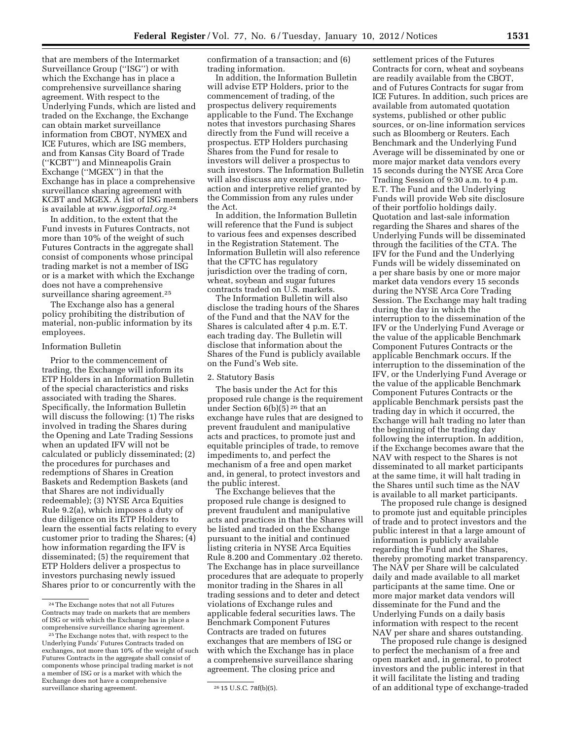that are members of the Intermarket Surveillance Group (''ISG'') or with which the Exchange has in place a comprehensive surveillance sharing agreement. With respect to the Underlying Funds, which are listed and traded on the Exchange, the Exchange can obtain market surveillance information from CBOT, NYMEX and ICE Futures, which are ISG members, and from Kansas City Board of Trade (''KCBT'') and Minneapolis Grain Exchange (''MGEX'') in that the Exchange has in place a comprehensive surveillance sharing agreement with KCBT and MGEX. A list of ISG members is available at *www.isgportal.org*.[24]

In addition, to the extent that the Fund invests in Futures Contracts, not more than 10% of the weight of such Futures Contracts in the aggregate shall consist of components whose principal trading market is not a member of ISG or is a market with which the Exchange does not have a comprehensive surveillance sharing agreement.[25]

The Exchange also has a general policy prohibiting the distribution of material, non-public information by its employees.

Information Bulletin

Prior to the commencement of trading, the Exchange will inform its ETP Holders in an Information Bulletin of the special characteristics and risks associated with trading the Shares. Specifically, the Information Bulletin will discuss the following: (1) The risks involved in trading the Shares during the Opening and Late Trading Sessions when an updated IFV will not be calculated or publicly disseminated; (2) the procedures for purchases and redemptions of Shares in Creation Baskets and Redemption Baskets (and that Shares are not individually redeemable); (3) NYSE Arca Equities Rule 9.2(a), which imposes a duty of due diligence on its ETP Holders to learn the essential facts relating to every customer prior to trading the Shares; (4) how information regarding the IFV is disseminated; (5) the requirement that ETP Holders deliver a prospectus to investors purchasing newly issued Shares prior to or concurrently with the confirmation of a transaction; and (6) trading information.

In addition, the Information Bulletin will advise ETP Holders, prior to the commencement of trading, of the prospectus delivery requirements applicable to the Fund. The Exchange notes that investors purchasing Shares directly from the Fund will receive a prospectus. ETP Holders purchasing Shares from the Fund for resale to investors will deliver a prospectus to such investors. The Information Bulletin will also discuss any exemptive, no-action and interpretive relief granted by the Commission from any rules under the Act.

In addition, the Information Bulletin will reference that the Fund is subject to various fees and expenses described in the Registration Statement. The Information Bulletin will also reference that the CFTC has regulatory jurisdiction over the trading of corn, wheat, soybean and sugar futures contracts traded on U.S. markets.

The Information Bulletin will also disclose the trading hours of the Shares of the Fund and that the NAV for the Shares is calculated after 4 p.m. E.T. each trading day. The Bulletin will disclose that information about the Shares of the Fund is publicly available on the Fund's Web site.

2. Statutory Basis

The basis under the Act for this proposed rule change is the requirement under Section 6(b)(5)[26] that an exchange have rules that are designed to prevent fraudulent and manipulative acts and practices, to promote just and equitable principles of trade, to remove impediments to, and perfect the mechanism of a free and open market and, in general, to protect investors and the public interest.

The Exchange believes that the proposed rule change is designed to prevent fraudulent and manipulative acts and practices in that the Shares will be listed and traded on the Exchange pursuant to the initial and continued listing criteria in NYSE Arca Equities Rule 8.200 and Commentary .02 thereto. The Exchange has in place surveillance procedures that are adequate to properly monitor trading in the Shares in all trading sessions and to deter and detect violations of Exchange rules and applicable federal securities laws. The Benchmark Component Futures Contracts are traded on futures exchanges that are members of ISG or with which the Exchange has in place a comprehensive surveillance sharing agreement. The closing price and settlement prices of the Futures Contracts for corn, wheat and soybeans are readily available from the CBOT, and of Futures Contracts for sugar from ICE Futures. In addition, such prices are available from automated quotation systems, published or other public sources, or on-line information services such as Bloomberg or Reuters. Each Benchmark and the Underlying Fund Average will be disseminated by one or more major market data vendors every 15 seconds during the NYSE Arca Core Trading Session of 9:30 a.m. to 4 p.m. E.T. The Fund and the Underlying Funds will provide Web site disclosure of their portfolio holdings daily. Quotation and last-sale information regarding the Shares and shares of the Underlying Funds will be disseminated through the facilities of the CTA. The IFV for the Fund and the Underlying Funds will be widely disseminated on a per share basis by one or more major market data vendors every 15 seconds during the NYSE Arca Core Trading Session. The Exchange may halt trading during the day in which the interruption to the dissemination of the IFV or the Underlying Fund Average or the value of the applicable Benchmark Component Futures Contracts or the applicable Benchmark occurs. If the interruption to the dissemination of the IFV, or the Underlying Fund Average or the value of the applicable Benchmark Component Futures Contracts or the applicable Benchmark persists past the trading day in which it occurred, the Exchange will halt trading no later than the beginning of the trading day following the interruption. In addition, if the Exchange becomes aware that the NAV with respect to the Shares is not disseminated to all market participants at the same time, it will halt trading in the Shares until such time as the NAV is available to all market participants.

The proposed rule change is designed to promote just and equitable principles of trade and to protect investors and the public interest in that a large amount of information is publicly available regarding the Fund and the Shares, thereby promoting market transparency. The NAV per Share will be calculated daily and made available to all market participants at the same time. One or more major market data vendors will disseminate for the Fund and the Underlying Funds on a daily basis information with respect to the recent NAV per share and shares outstanding.

The proposed rule change is designed to perfect the mechanism of a free and open market and, in general, to protect investors and the public interest in that it will facilitate the listing and trading of an additional type of exchange-traded

---

[24] The Exchange notes that not all Futures Contracts may trade on markets that are members of ISG or with which the Exchange has in place a comprehensive surveillance sharing agreement.

[25] The Exchange notes that, with respect to the Underlying Funds' Futures Contracts traded on exchanges, not more than 10% of the weight of such Futures Contracts in the aggregate shall consist of components whose principal trading market is not a member of ISG or is a market with which the Exchange does not have a comprehensive surveillance sharing agreement.

[26] 15 U.S.C. 78f(b)(5).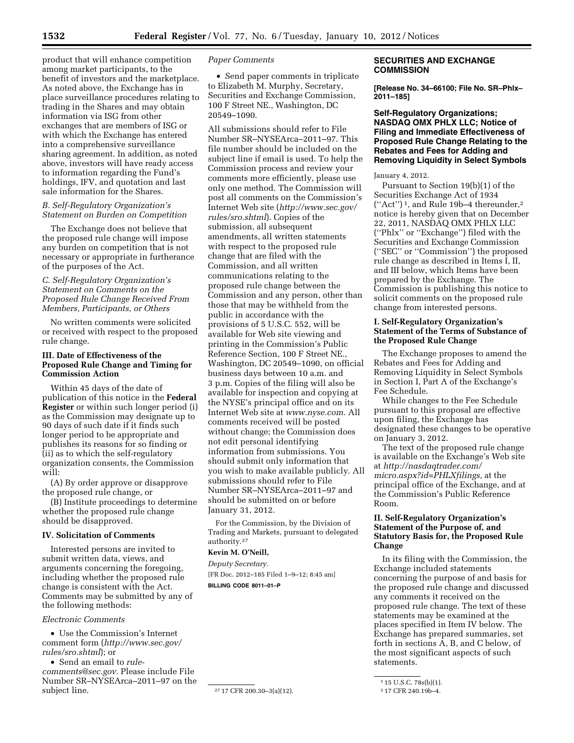product that will enhance competition among market participants, to the benefit of investors and the marketplace. As noted above, the Exchange has in place surveillance procedures relating to trading in the Shares and may obtain information via ISG from other exchanges that are members of ISG or with which the Exchange has entered into a comprehensive surveillance sharing agreement. In addition, as noted above, investors will have ready access to information regarding the Fund's holdings, IFV, and quotation and last sale information for the Shares.

*B. Self-Regulatory Organization's Statement on Burden on Competition*

The Exchange does not believe that the proposed rule change will impose any burden on competition that is not necessary or appropriate in furtherance of the purposes of the Act.

*C. Self-Regulatory Organization's Statement on Comments on the Proposed Rule Change Received From Members, Participants, or Others*

No written comments were solicited or received with respect to the proposed rule change.

**III. Date of Effectiveness of the Proposed Rule Change and Timing for Commission Action**

Within 45 days of the date of publication of this notice in the **Federal Register** or within such longer period (i) as the Commission may designate up to 90 days of such date if it finds such longer period to be appropriate and publishes its reasons for so finding or (ii) as to which the self-regulatory organization consents, the Commission will:

(A) By order approve or disapprove the proposed rule change, or

(B) Institute proceedings to determine whether the proposed rule change should be disapproved.

**IV. Solicitation of Comments**

Interested persons are invited to submit written data, views, and arguments concerning the foregoing, including whether the proposed rule change is consistent with the Act. Comments may be submitted by any of the following methods:

*Electronic Comments*

- Use the Commission's Internet comment form (*http://www.sec.gov/rules/sro.shtml*); or
- Send an email to *rule-comments@sec.gov.* Please include File Number SR–NYSEArca–2011–97 on the subject line.

*Paper Comments*

- Send paper comments in triplicate to Elizabeth M. Murphy, Secretary, Securities and Exchange Commission, 100 F Street NE., Washington, DC 20549–1090.

All submissions should refer to File Number SR–NYSEArca–2011–97. This file number should be included on the subject line if email is used. To help the Commission process and review your comments more efficiently, please use only one method. The Commission will post all comments on the Commission's Internet Web site (*http://www.sec.gov/rules/sro.shtml*). Copies of the submission, all subsequent amendments, all written statements with respect to the proposed rule change that are filed with the Commission, and all written communications relating to the proposed rule change between the Commission and any person, other than those that may be withheld from the public in accordance with the provisions of 5 U.S.C. 552, will be available for Web site viewing and printing in the Commission's Public Reference Section, 100 F Street NE., Washington, DC 20549–1090, on official business days between 10 a.m. and 3 p.m. Copies of the filing will also be available for inspection and copying at the NYSE's principal office and on its Internet Web site at *www.nyse.com.* All comments received will be posted without change; the Commission does not edit personal identifying information from submissions. You should submit only information that you wish to make available publicly. All submissions should refer to File Number SR–NYSEArca–2011–97 and should be submitted on or before January 31, 2012.

For the Commission, by the Division of Trading and Markets, pursuant to delegated authority.[27]

**Kevin M. O'Neill,**

*Deputy Secretary.*

[FR Doc. 2012–185 Filed 1–9–12; 8:45 am]

**BILLING CODE 8011–01–P**

[27] 17 CFR 200.30–3(a)(12).

**SECURITIES AND EXCHANGE COMMISSION**

**[Release No. 34–66100; File No. SR–Phlx–2011–185]**

**Self-Regulatory Organizations; NASDAQ OMX PHLX LLC; Notice of Filing and Immediate Effectiveness of Proposed Rule Change Relating to the Rebates and Fees for Adding and Removing Liquidity in Select Symbols**

January 4, 2012.

Pursuant to Section 19(b)(1) of the Securities Exchange Act of 1934 (''Act'')[1], and Rule 19b–4 thereunder,[2] notice is hereby given that on December 22, 2011, NASDAQ OMX PHLX LLC (''Phlx'' or ''Exchange'') filed with the Securities and Exchange Commission (''SEC'' or ''Commission'') the proposed rule change as described in Items I, II, and III below, which Items have been prepared by the Exchange. The Commission is publishing this notice to solicit comments on the proposed rule change from interested persons.

**I. Self-Regulatory Organization's Statement of the Terms of Substance of the Proposed Rule Change**

The Exchange proposes to amend the Rebates and Fees for Adding and Removing Liquidity in Select Symbols in Section I, Part A of the Exchange's Fee Schedule.

While changes to the Fee Schedule pursuant to this proposal are effective upon filing, the Exchange has designated these changes to be operative on January 3, 2012.

The text of the proposed rule change is available on the Exchange's Web site at *http://nasdaqtrader.com/micro.aspx?id=PHLXfilings,* at the principal office of the Exchange, and at the Commission's Public Reference Room.

**II. Self-Regulatory Organization's Statement of the Purpose of, and Statutory Basis for, the Proposed Rule Change**

In its filing with the Commission, the Exchange included statements concerning the purpose of and basis for the proposed rule change and discussed any comments it received on the proposed rule change. The text of these statements may be examined at the places specified in Item IV below. The Exchange has prepared summaries, set forth in sections A, B, and C below, of the most significant aspects of such statements.

[1] 15 U.S.C. 78s(b)(1).

[2] 17 CFR 240.19b–4.